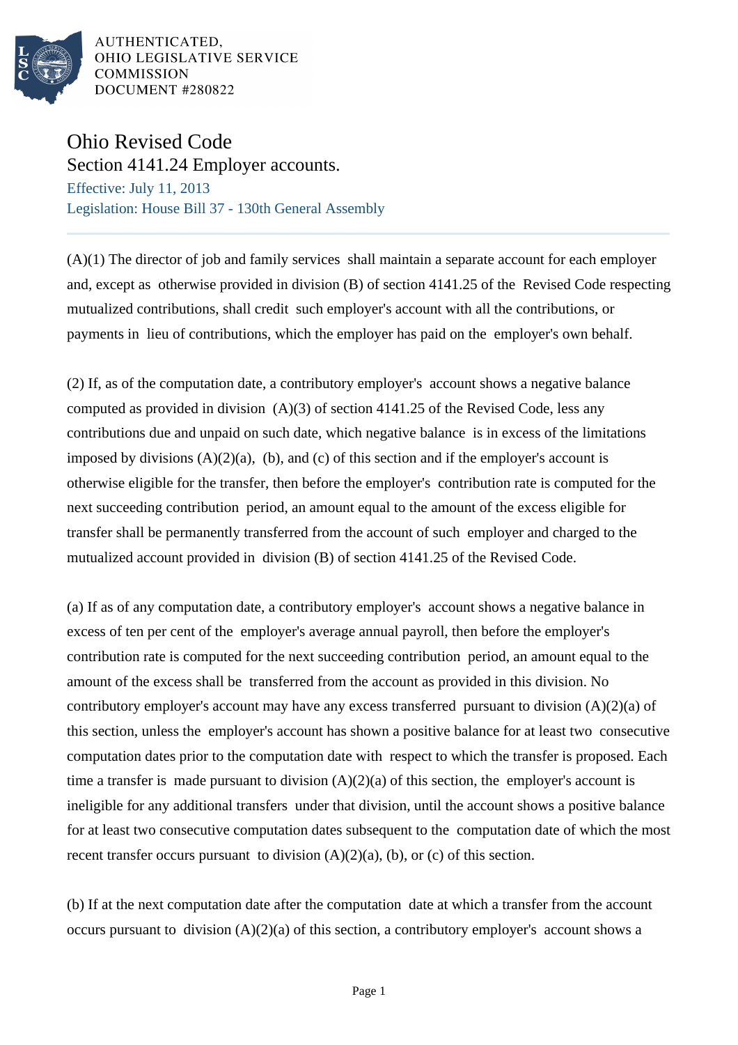AUTHENTICATED,
OHIO LEGISLATIVE SERVICE
COMMISSION
DOCUMENT #280822

# Ohio Revised Code

## Section 4141.24 Employer accounts.

Effective: July 11, 2013

Legislation: House Bill 37 - 130th General Assembly

(A)(1) The director of job and family services shall maintain a separate account for each employer and, except as otherwise provided in division (B) of section 4141.25 of the Revised Code respecting mutualized contributions, shall credit such employer's account with all the contributions, or payments in lieu of contributions, which the employer has paid on the employer's own behalf.

(2) If, as of the computation date, a contributory employer's account shows a negative balance computed as provided in division (A)(3) of section 4141.25 of the Revised Code, less any contributions due and unpaid on such date, which negative balance is in excess of the limitations imposed by divisions (A)(2)(a), (b), and (c) of this section and if the employer's account is otherwise eligible for the transfer, then before the employer's contribution rate is computed for the next succeeding contribution period, an amount equal to the amount of the excess eligible for transfer shall be permanently transferred from the account of such employer and charged to the mutualized account provided in division (B) of section 4141.25 of the Revised Code.

(a) If as of any computation date, a contributory employer's account shows a negative balance in excess of ten per cent of the employer's average annual payroll, then before the employer's contribution rate is computed for the next succeeding contribution period, an amount equal to the amount of the excess shall be transferred from the account as provided in this division. No contributory employer's account may have any excess transferred pursuant to division (A)(2)(a) of this section, unless the employer's account has shown a positive balance for at least two consecutive computation dates prior to the computation date with respect to which the transfer is proposed. Each time a transfer is made pursuant to division (A)(2)(a) of this section, the employer's account is ineligible for any additional transfers under that division, until the account shows a positive balance for at least two consecutive computation dates subsequent to the computation date of which the most recent transfer occurs pursuant to division (A)(2)(a), (b), or (c) of this section.

(b) If at the next computation date after the computation date at which a transfer from the account occurs pursuant to division (A)(2)(a) of this section, a contributory employer's account shows a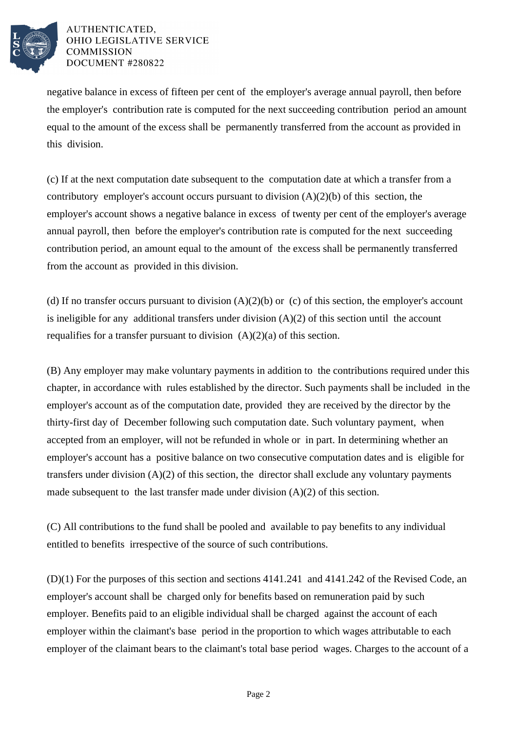negative balance in excess of fifteen per cent of the employer's average annual payroll, then before the employer's contribution rate is computed for the next succeeding contribution period an amount equal to the amount of the excess shall be permanently transferred from the account as provided in this division.

(c) If at the next computation date subsequent to the computation date at which a transfer from a contributory employer's account occurs pursuant to division (A)(2)(b) of this section, the employer's account shows a negative balance in excess of twenty per cent of the employer's average annual payroll, then before the employer's contribution rate is computed for the next succeeding contribution period, an amount equal to the amount of the excess shall be permanently transferred from the account as provided in this division.

(d) If no transfer occurs pursuant to division (A)(2)(b) or (c) of this section, the employer's account is ineligible for any additional transfers under division (A)(2) of this section until the account requalifies for a transfer pursuant to division (A)(2)(a) of this section.

(B) Any employer may make voluntary payments in addition to the contributions required under this chapter, in accordance with rules established by the director. Such payments shall be included in the employer's account as of the computation date, provided they are received by the director by the thirty-first day of December following such computation date. Such voluntary payment, when accepted from an employer, will not be refunded in whole or in part. In determining whether an employer's account has a positive balance on two consecutive computation dates and is eligible for transfers under division (A)(2) of this section, the director shall exclude any voluntary payments made subsequent to the last transfer made under division (A)(2) of this section.

(C) All contributions to the fund shall be pooled and available to pay benefits to any individual entitled to benefits irrespective of the source of such contributions.

(D)(1) For the purposes of this section and sections 4141.241 and 4141.242 of the Revised Code, an employer's account shall be charged only for benefits based on remuneration paid by such employer. Benefits paid to an eligible individual shall be charged against the account of each employer within the claimant's base period in the proportion to which wages attributable to each employer of the claimant bears to the claimant's total base period wages. Charges to the account of a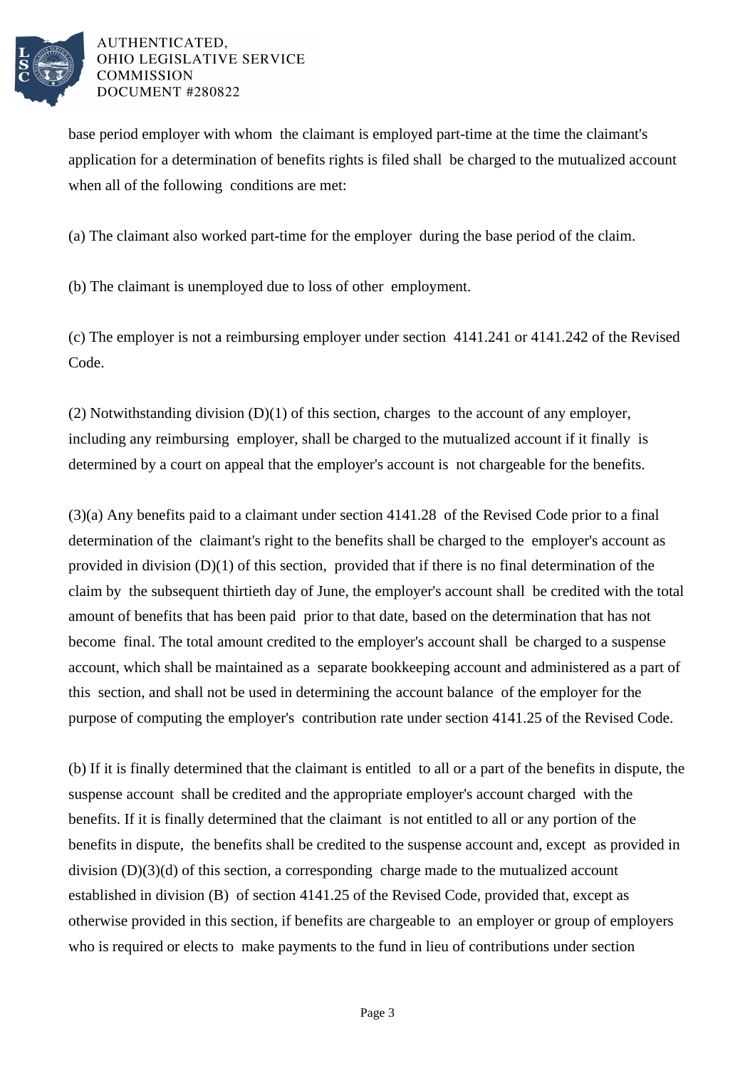base period employer with whom the claimant is employed part-time at the time the claimant's application for a determination of benefits rights is filed shall be charged to the mutualized account when all of the following conditions are met:

(a) The claimant also worked part-time for the employer during the base period of the claim.

(b) The claimant is unemployed due to loss of other employment.

(c) The employer is not a reimbursing employer under section 4141.241 or 4141.242 of the Revised Code.

(2) Notwithstanding division (D)(1) of this section, charges to the account of any employer, including any reimbursing employer, shall be charged to the mutualized account if it finally is determined by a court on appeal that the employer's account is not chargeable for the benefits.

(3)(a) Any benefits paid to a claimant under section 4141.28 of the Revised Code prior to a final determination of the claimant's right to the benefits shall be charged to the employer's account as provided in division (D)(1) of this section, provided that if there is no final determination of the claim by the subsequent thirtieth day of June, the employer's account shall be credited with the total amount of benefits that has been paid prior to that date, based on the determination that has not become final. The total amount credited to the employer's account shall be charged to a suspense account, which shall be maintained as a separate bookkeeping account and administered as a part of this section, and shall not be used in determining the account balance of the employer for the purpose of computing the employer's contribution rate under section 4141.25 of the Revised Code.

(b) If it is finally determined that the claimant is entitled to all or a part of the benefits in dispute, the suspense account shall be credited and the appropriate employer's account charged with the benefits. If it is finally determined that the claimant is not entitled to all or any portion of the benefits in dispute, the benefits shall be credited to the suspense account and, except as provided in division (D)(3)(d) of this section, a corresponding charge made to the mutualized account established in division (B) of section 4141.25 of the Revised Code, provided that, except as otherwise provided in this section, if benefits are chargeable to an employer or group of employers who is required or elects to make payments to the fund in lieu of contributions under section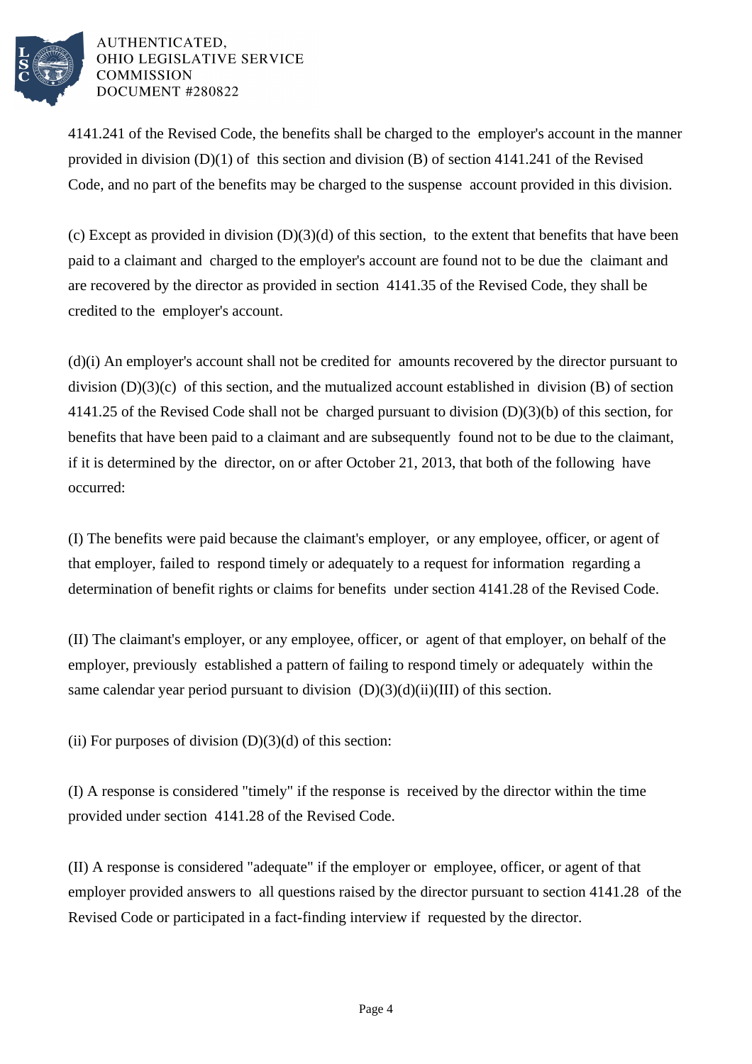4141.241 of the Revised Code, the benefits shall be charged to the employer's account in the manner provided in division (D)(1) of this section and division (B) of section 4141.241 of the Revised Code, and no part of the benefits may be charged to the suspense account provided in this division.

(c) Except as provided in division (D)(3)(d) of this section, to the extent that benefits that have been paid to a claimant and charged to the employer's account are found not to be due the claimant and are recovered by the director as provided in section 4141.35 of the Revised Code, they shall be credited to the employer's account.

(d)(i) An employer's account shall not be credited for amounts recovered by the director pursuant to division (D)(3)(c) of this section, and the mutualized account established in division (B) of section 4141.25 of the Revised Code shall not be charged pursuant to division (D)(3)(b) of this section, for benefits that have been paid to a claimant and are subsequently found not to be due to the claimant, if it is determined by the director, on or after October 21, 2013, that both of the following have occurred:

(I) The benefits were paid because the claimant's employer, or any employee, officer, or agent of that employer, failed to respond timely or adequately to a request for information regarding a determination of benefit rights or claims for benefits under section 4141.28 of the Revised Code.

(II) The claimant's employer, or any employee, officer, or agent of that employer, on behalf of the employer, previously established a pattern of failing to respond timely or adequately within the same calendar year period pursuant to division (D)(3)(d)(ii)(III) of this section.

(ii) For purposes of division (D)(3)(d) of this section:

(I) A response is considered "timely" if the response is received by the director within the time provided under section 4141.28 of the Revised Code.

(II) A response is considered "adequate" if the employer or employee, officer, or agent of that employer provided answers to all questions raised by the director pursuant to section 4141.28 of the Revised Code or participated in a fact-finding interview if requested by the director.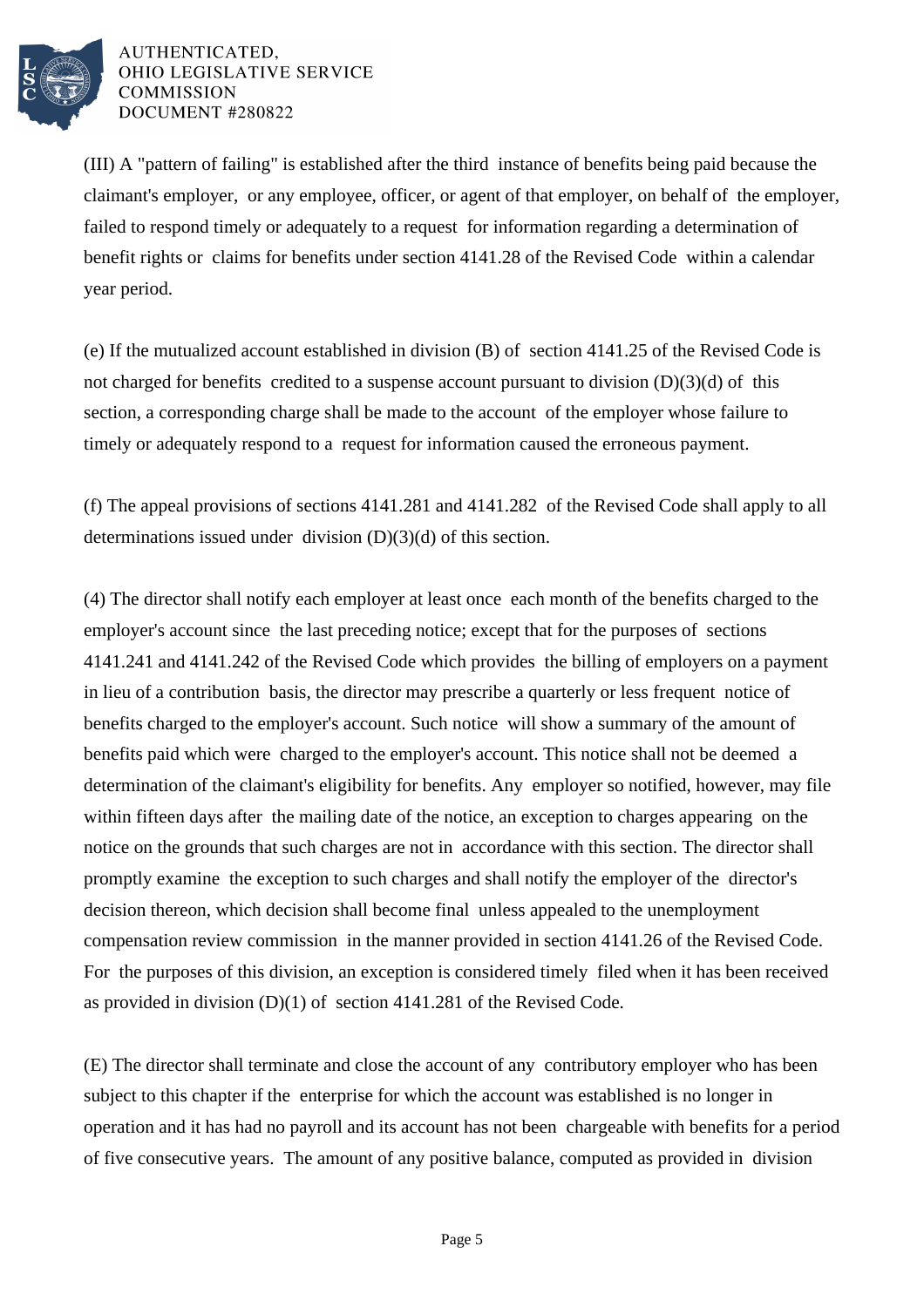(III) A "pattern of failing" is established after the third instance of benefits being paid because the claimant's employer, or any employee, officer, or agent of that employer, on behalf of the employer, failed to respond timely or adequately to a request for information regarding a determination of benefit rights or claims for benefits under section 4141.28 of the Revised Code within a calendar year period.

(e) If the mutualized account established in division (B) of section 4141.25 of the Revised Code is not charged for benefits credited to a suspense account pursuant to division (D)(3)(d) of this section, a corresponding charge shall be made to the account of the employer whose failure to timely or adequately respond to a request for information caused the erroneous payment.

(f) The appeal provisions of sections 4141.281 and 4141.282 of the Revised Code shall apply to all determinations issued under division (D)(3)(d) of this section.

(4) The director shall notify each employer at least once each month of the benefits charged to the employer's account since the last preceding notice; except that for the purposes of sections 4141.241 and 4141.242 of the Revised Code which provides the billing of employers on a payment in lieu of a contribution basis, the director may prescribe a quarterly or less frequent notice of benefits charged to the employer's account. Such notice will show a summary of the amount of benefits paid which were charged to the employer's account. This notice shall not be deemed a determination of the claimant's eligibility for benefits. Any employer so notified, however, may file within fifteen days after the mailing date of the notice, an exception to charges appearing on the notice on the grounds that such charges are not in accordance with this section. The director shall promptly examine the exception to such charges and shall notify the employer of the director's decision thereon, which decision shall become final unless appealed to the unemployment compensation review commission in the manner provided in section 4141.26 of the Revised Code. For the purposes of this division, an exception is considered timely filed when it has been received as provided in division (D)(1) of section 4141.281 of the Revised Code.

(E) The director shall terminate and close the account of any contributory employer who has been subject to this chapter if the enterprise for which the account was established is no longer in operation and it has had no payroll and its account has not been chargeable with benefits for a period of five consecutive years. The amount of any positive balance, computed as provided in division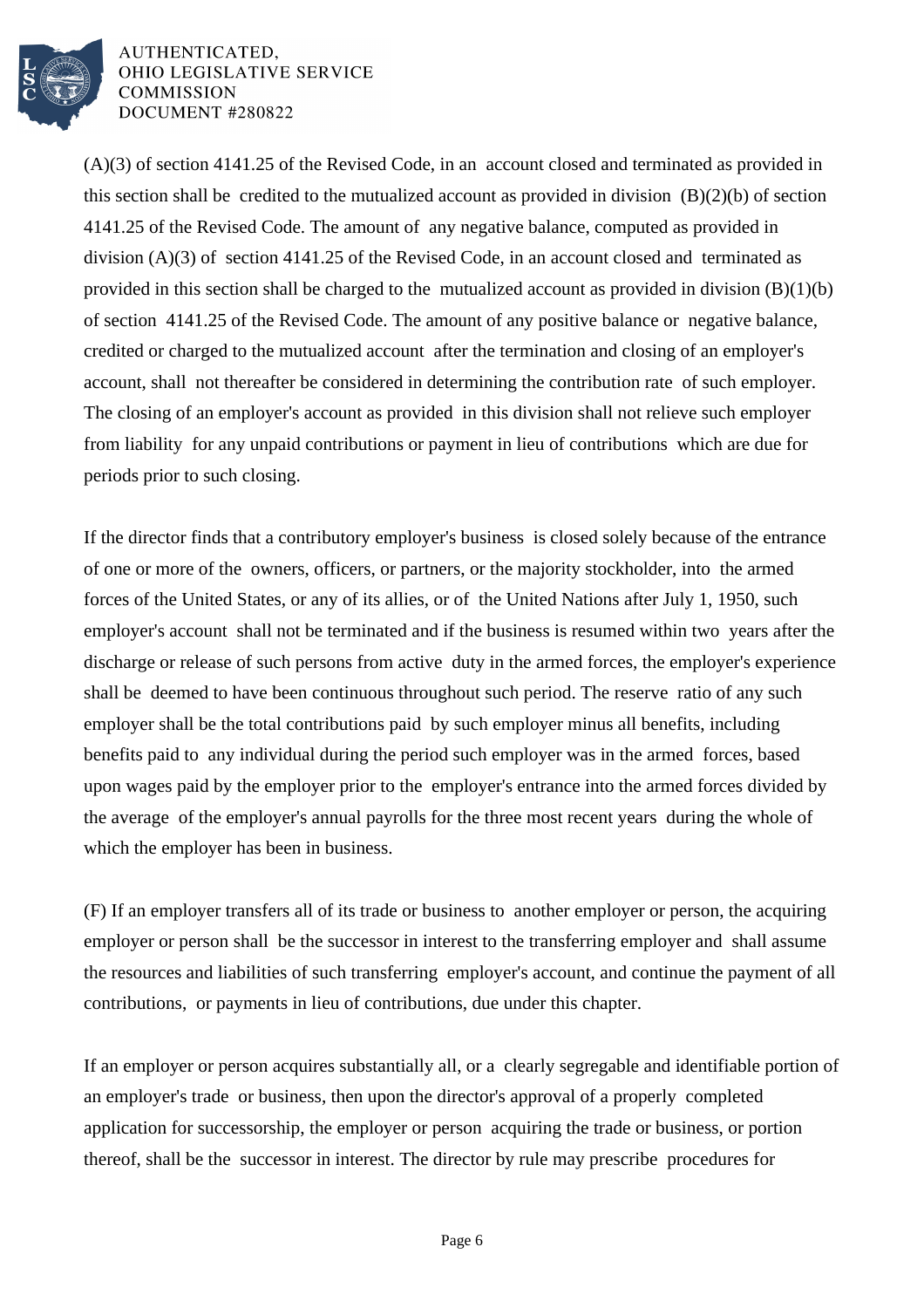(A)(3) of section 4141.25 of the Revised Code, in an account closed and terminated as provided in this section shall be credited to the mutualized account as provided in division (B)(2)(b) of section 4141.25 of the Revised Code. The amount of any negative balance, computed as provided in division (A)(3) of section 4141.25 of the Revised Code, in an account closed and terminated as provided in this section shall be charged to the mutualized account as provided in division (B)(1)(b) of section 4141.25 of the Revised Code. The amount of any positive balance or negative balance, credited or charged to the mutualized account after the termination and closing of an employer's account, shall not thereafter be considered in determining the contribution rate of such employer. The closing of an employer's account as provided in this division shall not relieve such employer from liability for any unpaid contributions or payment in lieu of contributions which are due for periods prior to such closing.

If the director finds that a contributory employer's business is closed solely because of the entrance of one or more of the owners, officers, or partners, or the majority stockholder, into the armed forces of the United States, or any of its allies, or of the United Nations after July 1, 1950, such employer's account shall not be terminated and if the business is resumed within two years after the discharge or release of such persons from active duty in the armed forces, the employer's experience shall be deemed to have been continuous throughout such period. The reserve ratio of any such employer shall be the total contributions paid by such employer minus all benefits, including benefits paid to any individual during the period such employer was in the armed forces, based upon wages paid by the employer prior to the employer's entrance into the armed forces divided by the average of the employer's annual payrolls for the three most recent years during the whole of which the employer has been in business.

(F) If an employer transfers all of its trade or business to another employer or person, the acquiring employer or person shall be the successor in interest to the transferring employer and shall assume the resources and liabilities of such transferring employer's account, and continue the payment of all contributions, or payments in lieu of contributions, due under this chapter.

If an employer or person acquires substantially all, or a clearly segregable and identifiable portion of an employer's trade or business, then upon the director's approval of a properly completed application for successorship, the employer or person acquiring the trade or business, or portion thereof, shall be the successor in interest. The director by rule may prescribe procedures for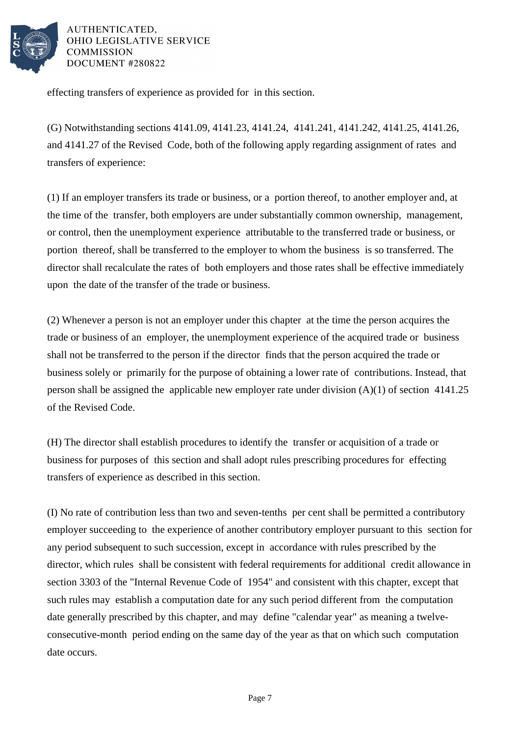effecting transfers of experience as provided for in this section.

(G) Notwithstanding sections 4141.09, 4141.23, 4141.24, 4141.241, 4141.242, 4141.25, 4141.26, and 4141.27 of the Revised Code, both of the following apply regarding assignment of rates and transfers of experience:

(1) If an employer transfers its trade or business, or a portion thereof, to another employer and, at the time of the transfer, both employers are under substantially common ownership, management, or control, then the unemployment experience attributable to the transferred trade or business, or portion thereof, shall be transferred to the employer to whom the business is so transferred. The director shall recalculate the rates of both employers and those rates shall be effective immediately upon the date of the transfer of the trade or business.

(2) Whenever a person is not an employer under this chapter at the time the person acquires the trade or business of an employer, the unemployment experience of the acquired trade or business shall not be transferred to the person if the director finds that the person acquired the trade or business solely or primarily for the purpose of obtaining a lower rate of contributions. Instead, that person shall be assigned the applicable new employer rate under division (A)(1) of section 4141.25 of the Revised Code.

(H) The director shall establish procedures to identify the transfer or acquisition of a trade or business for purposes of this section and shall adopt rules prescribing procedures for effecting transfers of experience as described in this section.

(I) No rate of contribution less than two and seven-tenths per cent shall be permitted a contributory employer succeeding to the experience of another contributory employer pursuant to this section for any period subsequent to such succession, except in accordance with rules prescribed by the director, which rules shall be consistent with federal requirements for additional credit allowance in section 3303 of the "Internal Revenue Code of 1954" and consistent with this chapter, except that such rules may establish a computation date for any such period different from the computation date generally prescribed by this chapter, and may define "calendar year" as meaning a twelve-consecutive-month period ending on the same day of the year as that on which such computation date occurs.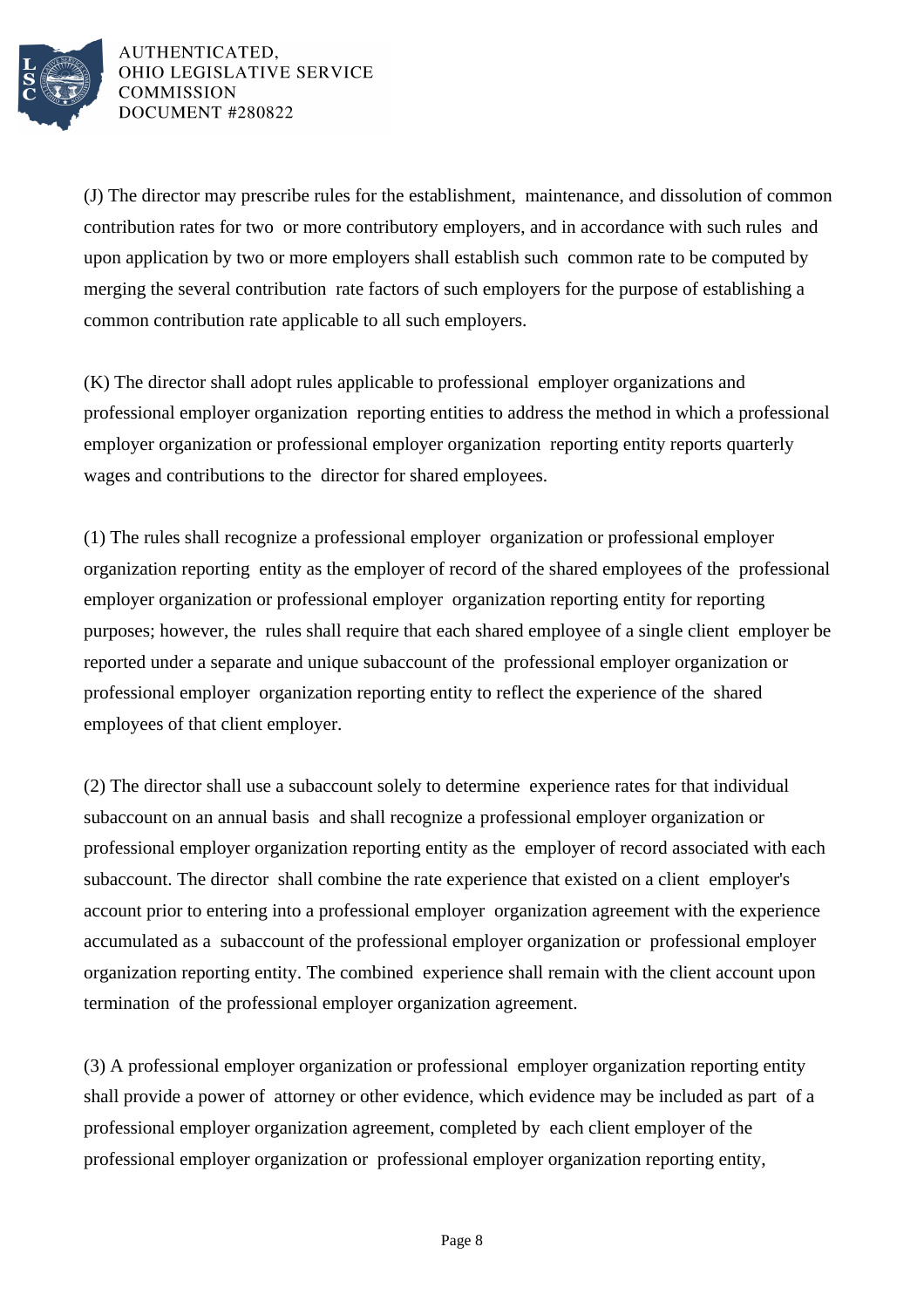(J) The director may prescribe rules for the establishment, maintenance, and dissolution of common contribution rates for two or more contributory employers, and in accordance with such rules and upon application by two or more employers shall establish such common rate to be computed by merging the several contribution rate factors of such employers for the purpose of establishing a common contribution rate applicable to all such employers.

(K) The director shall adopt rules applicable to professional employer organizations and professional employer organization reporting entities to address the method in which a professional employer organization or professional employer organization reporting entity reports quarterly wages and contributions to the director for shared employees.

(1) The rules shall recognize a professional employer organization or professional employer organization reporting entity as the employer of record of the shared employees of the professional employer organization or professional employer organization reporting entity for reporting purposes; however, the rules shall require that each shared employee of a single client employer be reported under a separate and unique subaccount of the professional employer organization or professional employer organization reporting entity to reflect the experience of the shared employees of that client employer.

(2) The director shall use a subaccount solely to determine experience rates for that individual subaccount on an annual basis and shall recognize a professional employer organization or professional employer organization reporting entity as the employer of record associated with each subaccount. The director shall combine the rate experience that existed on a client employer's account prior to entering into a professional employer organization agreement with the experience accumulated as a subaccount of the professional employer organization or professional employer organization reporting entity. The combined experience shall remain with the client account upon termination of the professional employer organization agreement.

(3) A professional employer organization or professional employer organization reporting entity shall provide a power of attorney or other evidence, which evidence may be included as part of a professional employer organization agreement, completed by each client employer of the professional employer organization or professional employer organization reporting entity,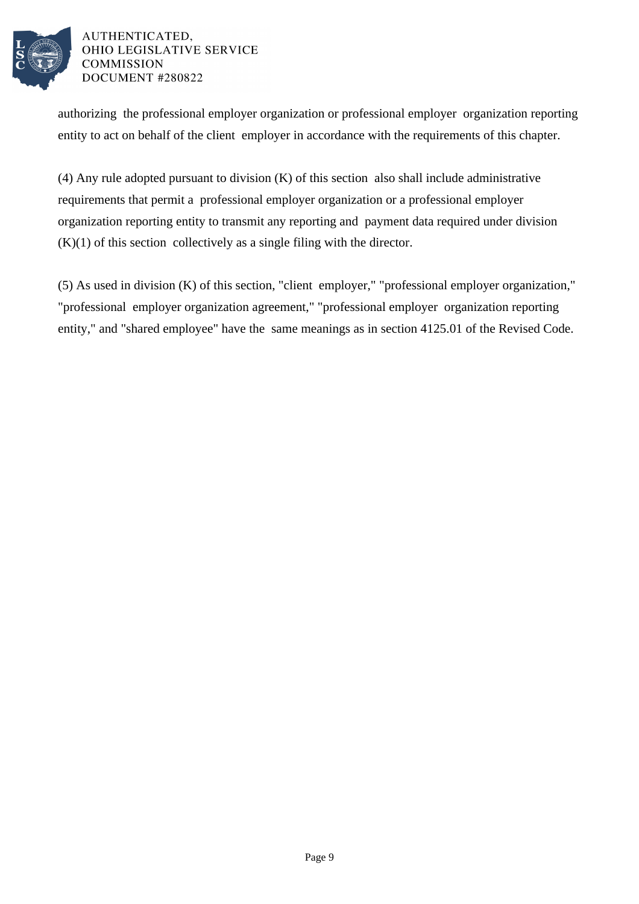authorizing the professional employer organization or professional employer organization reporting entity to act on behalf of the client employer in accordance with the requirements of this chapter.

(4) Any rule adopted pursuant to division (K) of this section also shall include administrative requirements that permit a professional employer organization or a professional employer organization reporting entity to transmit any reporting and payment data required under division (K)(1) of this section collectively as a single filing with the director.

(5) As used in division (K) of this section, "client employer," "professional employer organization," "professional employer organization agreement," "professional employer organization reporting entity," and "shared employee" have the same meanings as in section 4125.01 of the Revised Code.